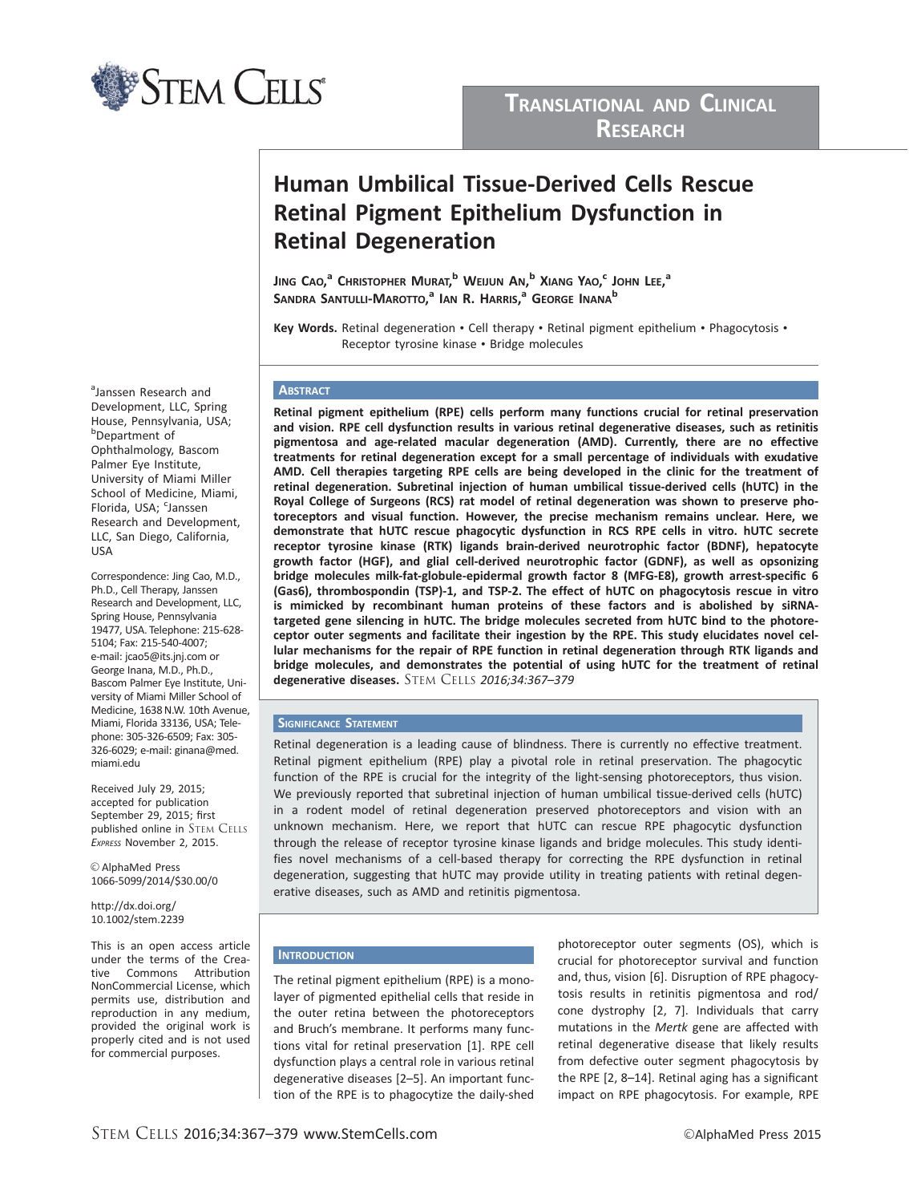# Human Umbilical Tissue-Derived Cells Rescue Retinal Pigment Epithelium Dysfunction in Retinal Degeneration

Jing Cao,[a] Christopher Murat,[b] Weijun An,[b] Xiang Yao,[c] John Lee,[a] Sandra Santulli-Marotto,[a] Ian R. Harris,[a] George Inana[b]

**Key Words.** Retinal degeneration • Cell therapy • Retinal pigment epithelium • Phagocytosis • Receptor tyrosine kinase • Bridge molecules

[a]Janssen Research and Development, LLC, Spring House, Pennsylvania, USA; [b]Department of Ophthalmology, Bascom Palmer Eye Institute, University of Miami Miller School of Medicine, Miami, Florida, USA; [c]Janssen Research and Development, LLC, San Diego, California, USA

Correspondence: Jing Cao, M.D., Ph.D., Cell Therapy, Janssen Research and Development, LLC, Spring House, Pennsylvania 19477, USA. Telephone: 215-628-5104; Fax: 215-540-4007; e-mail: jcao5@its.jnj.com or George Inana, M.D., Ph.D., Bascom Palmer Eye Institute, University of Miami Miller School of Medicine, 1638 N.W. 10th Avenue, Miami, Florida 33136, USA; Telephone: 305-326-6509; Fax: 305-326-6029; e-mail: ginana@med.miami.edu

Received July 29, 2015; accepted for publication September 29, 2015; first published online in Stem Cells *Express* November 2, 2015.

© AlphaMed Press 1066-5099/2014/$30.00/0

http://dx.doi.org/10.1002/stem.2239

This is an open access article under the terms of the Creative Commons Attribution NonCommercial License, which permits use, distribution and reproduction in any medium, provided the original work is properly cited and is not used for commercial purposes.

## Abstract

**Retinal pigment epithelium (RPE) cells perform many functions crucial for retinal preservation and vision. RPE cell dysfunction results in various retinal degenerative diseases, such as retinitis pigmentosa and age-related macular degeneration (AMD). Currently, there are no effective treatments for retinal degeneration except for a small percentage of individuals with exudative AMD. Cell therapies targeting RPE cells are being developed in the clinic for the treatment of retinal degeneration. Subretinal injection of human umbilical tissue-derived cells (hUTC) in the Royal College of Surgeons (RCS) rat model of retinal degeneration was shown to preserve photoreceptors and visual function. However, the precise mechanism remains unclear. Here, we demonstrate that hUTC rescue phagocytic dysfunction in RCS RPE cells in vitro. hUTC secrete receptor tyrosine kinase (RTK) ligands brain-derived neurotrophic factor (BDNF), hepatocyte growth factor (HGF), and glial cell-derived neurotrophic factor (GDNF), as well as opsonizing bridge molecules milk-fat-globule-epidermal growth factor 8 (MFG-E8), growth arrest-specific 6 (Gas6), thrombospondin (TSP)-1, and TSP-2. The effect of hUTC on phagocytosis rescue in vitro is mimicked by recombinant human proteins of these factors and is abolished by siRNA-targeted gene silencing in hUTC. The bridge molecules secreted from hUTC bind to the photoreceptor outer segments and facilitate their ingestion by the RPE. This study elucidates novel cellular mechanisms for the repair of RPE function in retinal degeneration through RTK ligands and bridge molecules, and demonstrates the potential of using hUTC for the treatment of retinal degenerative diseases.** Stem Cells *2016;34:367–379*

## Significance Statement

Retinal degeneration is a leading cause of blindness. There is currently no effective treatment. Retinal pigment epithelium (RPE) play a pivotal role in retinal preservation. The phagocytic function of the RPE is crucial for the integrity of the light-sensing photoreceptors, thus vision. We previously reported that subretinal injection of human umbilical tissue-derived cells (hUTC) in a rodent model of retinal degeneration preserved photoreceptors and vision with an unknown mechanism. Here, we report that hUTC can rescue RPE phagocytic dysfunction through the release of receptor tyrosine kinase ligands and bridge molecules. This study identifies novel mechanisms of a cell-based therapy for correcting the RPE dysfunction in retinal degeneration, suggesting that hUTC may provide utility in treating patients with retinal degenerative diseases, such as AMD and retinitis pigmentosa.

## Introduction

The retinal pigment epithelium (RPE) is a monolayer of pigmented epithelial cells that reside in the outer retina between the photoreceptors and Bruch's membrane. It performs many functions vital for retinal preservation [1]. RPE cell dysfunction plays a central role in various retinal degenerative diseases [2–5]. An important function of the RPE is to phagocytize the daily-shed photoreceptor outer segments (OS), which is crucial for photoreceptor survival and function and, thus, vision [6]. Disruption of RPE phagocytosis results in retinitis pigmentosa and rod/cone dystrophy [2, 7]. Individuals that carry mutations in the *Mertk* gene are affected with retinal degenerative disease that likely results from defective outer segment phagocytosis by the RPE [2, 8–14]. Retinal aging has a significant impact on RPE phagocytosis. For example, RPE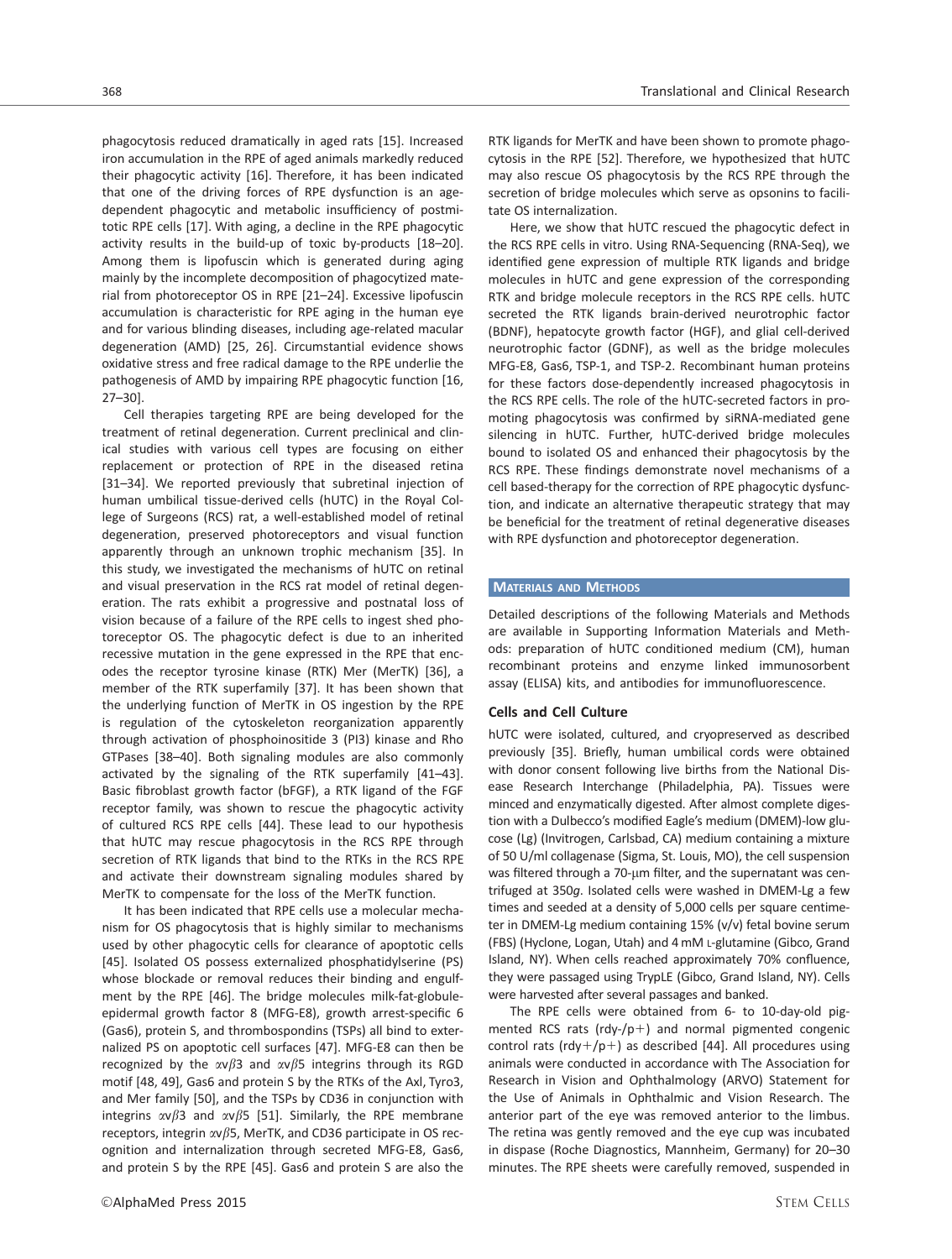phagocytosis reduced dramatically in aged rats [15]. Increased iron accumulation in the RPE of aged animals markedly reduced their phagocytic activity [16]. Therefore, it has been indicated that one of the driving forces of RPE dysfunction is an age-dependent phagocytic and metabolic insufficiency of postmitotic RPE cells [17]. With aging, a decline in the RPE phagocytic activity results in the build-up of toxic by-products [18–20]. Among them is lipofuscin which is generated during aging mainly by the incomplete decomposition of phagocytized material from photoreceptor OS in RPE [21–24]. Excessive lipofuscin accumulation is characteristic for RPE aging in the human eye and for various blinding diseases, including age-related macular degeneration (AMD) [25, 26]. Circumstantial evidence shows oxidative stress and free radical damage to the RPE underlie the pathogenesis of AMD by impairing RPE phagocytic function [16, 27–30].

Cell therapies targeting RPE are being developed for the treatment of retinal degeneration. Current preclinical and clinical studies with various cell types are focusing on either replacement or protection of RPE in the diseased retina [31–34]. We reported previously that subretinal injection of human umbilical tissue-derived cells (hUTC) in the Royal College of Surgeons (RCS) rat, a well-established model of retinal degeneration, preserved photoreceptors and visual function apparently through an unknown trophic mechanism [35]. In this study, we investigated the mechanisms of hUTC on retinal and visual preservation in the RCS rat model of retinal degeneration. The rats exhibit a progressive and postnatal loss of vision because of a failure of the RPE cells to ingest shed photoreceptor OS. The phagocytic defect is due to an inherited recessive mutation in the gene expressed in the RPE that encodes the receptor tyrosine kinase (RTK) Mer (MerTK) [36], a member of the RTK superfamily [37]. It has been shown that the underlying function of MerTK in OS ingestion by the RPE is regulation of the cytoskeleton reorganization apparently through activation of phosphoinositide 3 (PI3) kinase and Rho GTPases [38–40]. Both signaling modules are also commonly activated by the signaling of the RTK superfamily [41–43]. Basic fibroblast growth factor (bFGF), a RTK ligand of the FGF receptor family, was shown to rescue the phagocytic activity of cultured RCS RPE cells [44]. These lead to our hypothesis that hUTC may rescue phagocytosis in the RCS RPE through secretion of RTK ligands that bind to the RTKs in the RCS RPE and activate their downstream signaling modules shared by MerTK to compensate for the loss of the MerTK function.

It has been indicated that RPE cells use a molecular mechanism for OS phagocytosis that is highly similar to mechanisms used by other phagocytic cells for clearance of apoptotic cells [45]. Isolated OS possess externalized phosphatidylserine (PS) whose blockade or removal reduces their binding and engulfment by the RPE [46]. The bridge molecules milk-fat-globule-epidermal growth factor 8 (MFG-E8), growth arrest-specific 6 (Gas6), protein S, and thrombospondins (TSPs) all bind to externalized PS on apoptotic cell surfaces [47]. MFG-E8 can then be recognized by the $\alpha v\beta 3$ and $\alpha v\beta 5$ integrins through its RGD motif [48, 49], Gas6 and protein S by the RTKs of the Axl, Tyro3, and Mer family [50], and the TSPs by CD36 in conjunction with integrins $\alpha v\beta 3$ and $\alpha v\beta 5$ [51]. Similarly, the RPE membrane receptors, integrin $\alpha v\beta 5$, MerTK, and CD36 participate in OS recognition and internalization through secreted MFG-E8, Gas6, and protein S by the RPE [45]. Gas6 and protein S are also the RTK ligands for MerTK and have been shown to promote phagocytosis in the RPE [52]. Therefore, we hypothesized that hUTC may also rescue OS phagocytosis by the RCS RPE through the secretion of bridge molecules which serve as opsonins to facilitate OS internalization.

Here, we show that hUTC rescued the phagocytic defect in the RCS RPE cells in vitro. Using RNA-Sequencing (RNA-Seq), we identified gene expression of multiple RTK ligands and bridge molecules in hUTC and gene expression of the corresponding RTK and bridge molecule receptors in the RCS RPE cells. hUTC secreted the RTK ligands brain-derived neurotrophic factor (BDNF), hepatocyte growth factor (HGF), and glial cell-derived neurotrophic factor (GDNF), as well as the bridge molecules MFG-E8, Gas6, TSP-1, and TSP-2. Recombinant human proteins for these factors dose-dependently increased phagocytosis in the RCS RPE cells. The role of the hUTC-secreted factors in promoting phagocytosis was confirmed by siRNA-mediated gene silencing in hUTC. Further, hUTC-derived bridge molecules bound to isolated OS and enhanced their phagocytosis by the RCS RPE. These findings demonstrate novel mechanisms of a cell based-therapy for the correction of RPE phagocytic dysfunction, and indicate an alternative therapeutic strategy that may be beneficial for the treatment of retinal degenerative diseases with RPE dysfunction and photoreceptor degeneration.

## Materials and Methods

Detailed descriptions of the following Materials and Methods are available in Supporting Information Materials and Methods: preparation of hUTC conditioned medium (CM), human recombinant proteins and enzyme linked immunosorbent assay (ELISA) kits, and antibodies for immunofluorescence.

### Cells and Cell Culture

hUTC were isolated, cultured, and cryopreserved as described previously [35]. Briefly, human umbilical cords were obtained with donor consent following live births from the National Disease Research Interchange (Philadelphia, PA). Tissues were minced and enzymatically digested. After almost complete digestion with a Dulbecco's modified Eagle's medium (DMEM)-low glucose (Lg) (Invitrogen, Carlsbad, CA) medium containing a mixture of 50 U/ml collagenase (Sigma, St. Louis, MO), the cell suspension was filtered through a 70-μm filter, and the supernatant was centrifuged at 350*g*. Isolated cells were washed in DMEM-Lg a few times and seeded at a density of 5,000 cells per square centimeter in DMEM-Lg medium containing 15% (v/v) fetal bovine serum (FBS) (Hyclone, Logan, Utah) and 4 mM L-glutamine (Gibco, Grand Island, NY). When cells reached approximately 70% confluence, they were passaged using TrypLE (Gibco, Grand Island, NY). Cells were harvested after several passages and banked.

The RPE cells were obtained from 6- to 10-day-old pigmented RCS rats (rdy-/p+) and normal pigmented congenic control rats (rdy+/p+) as described [44]. All procedures using animals were conducted in accordance with The Association for Research in Vision and Ophthalmology (ARVO) Statement for the Use of Animals in Ophthalmic and Vision Research. The anterior part of the eye was removed anterior to the limbus. The retina was gently removed and the eye cup was incubated in dispase (Roche Diagnostics, Mannheim, Germany) for 20–30 minutes. The RPE sheets were carefully removed, suspended in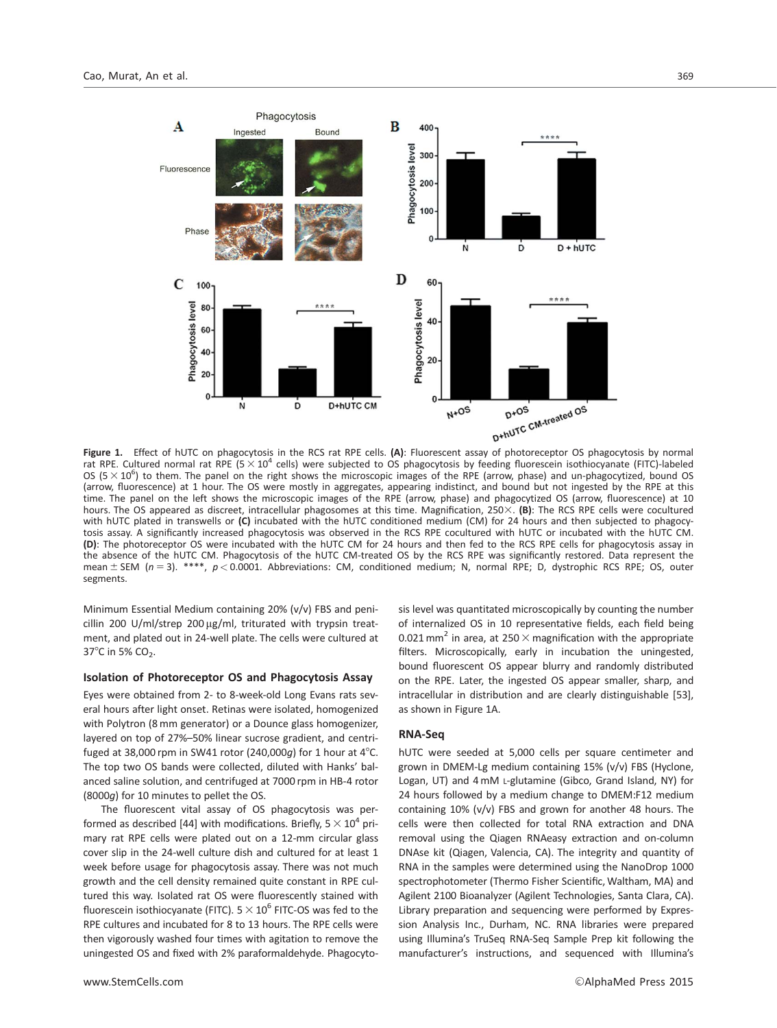**Figure 1.** Effect of hUTC on phagocytosis in the RCS rat RPE cells. **(A)**: Fluorescent assay of photoreceptor OS phagocytosis by normal rat RPE. Cultured normal rat RPE ($5 \times 10^4$ cells) were subjected to OS phagocytosis by feeding fluorescein isothiocyanate (FITC)-labeled OS ($5 \times 10^6$) to them. The panel on the right shows the microscopic images of the RPE (arrow, phase) and un-phagocytized, bound OS (arrow, fluorescence) at 1 hour. The OS were mostly in aggregates, appearing indistinct, and bound but not ingested by the RPE at this time. The panel on the left shows the microscopic images of the RPE (arrow, phase) and phagocytized OS (arrow, fluorescence) at 10 hours. The OS appeared as discreet, intracellular phagosomes at this time. Magnification, 250×. **(B)**: The RCS RPE cells were cocultured with hUTC plated in transwells or **(C)** incubated with the hUTC conditioned medium (CM) for 24 hours and then subjected to phagocytosis assay. A significantly increased phagocytosis was observed in the RCS RPE cocultured with hUTC or incubated with the hUTC CM. **(D)**: The photoreceptor OS were incubated with the hUTC CM for 24 hours and then fed to the RCS RPE cells for phagocytosis assay in the absence of the hUTC CM. Phagocytosis of the hUTC CM-treated OS by the RCS RPE was significantly restored. Data represent the mean ± SEM ($n = 3$). ****, $p < 0.0001$. Abbreviations: CM, conditioned medium; N, normal RPE; D, dystrophic RCS RPE; OS, outer segments.

Minimum Essential Medium containing 20% (v/v) FBS and penicillin 200 U/ml/strep 200 μg/ml, triturated with trypsin treatment, and plated out in 24-well plate. The cells were cultured at 37°C in 5% $CO_2$.

### Isolation of Photoreceptor OS and Phagocytosis Assay

Eyes were obtained from 2- to 8-week-old Long Evans rats several hours after light onset. Retinas were isolated, homogenized with Polytron (8 mm generator) or a Dounce glass homogenizer, layered on top of 27%–50% linear sucrose gradient, and centrifuged at 38,000 rpm in SW41 rotor (240,000$g$) for 1 hour at 4°C. The top two OS bands were collected, diluted with Hanks' balanced saline solution, and centrifuged at 7000 rpm in HB-4 rotor (8000$g$) for 10 minutes to pellet the OS.

The fluorescent vital assay of OS phagocytosis was performed as described [44] with modifications. Briefly, $5 \times 10^4$ primary rat RPE cells were plated out on a 12-mm circular glass cover slip in the 24-well culture dish and cultured for at least 1 week before usage for phagocytosis assay. There was not much growth and the cell density remained quite constant in RPE cultured this way. Isolated rat OS were fluorescently stained with fluorescein isothiocyanate (FITC). $5 \times 10^6$ FITC-OS was fed to the RPE cultures and incubated for 8 to 13 hours. The RPE cells were then vigorously washed four times with agitation to remove the uningested OS and fixed with 2% paraformaldehyde. Phagocytosis level was quantitated microscopically by counting the number of internalized OS in 10 representative fields, each field being 0.021 $mm^2$ in area, at 250 × magnification with the appropriate filters. Microscopically, early in incubation the uningested, bound fluorescent OS appear blurry and randomly distributed on the RPE. Later, the ingested OS appear smaller, sharp, and intracellular in distribution and are clearly distinguishable [53], as shown in Figure 1A.

### RNA-Seq

hUTC were seeded at 5,000 cells per square centimeter and grown in DMEM-Lg medium containing 15% (v/v) FBS (Hyclone, Logan, UT) and 4 mM L-glutamine (Gibco, Grand Island, NY) for 24 hours followed by a medium change to DMEM:F12 medium containing 10% (v/v) FBS and grown for another 48 hours. The cells were then collected for total RNA extraction and DNA removal using the Qiagen RNAeasy extraction and on-column DNAse kit (Qiagen, Valencia, CA). The integrity and quantity of RNA in the samples were determined using the NanoDrop 1000 spectrophotometer (Thermo Fisher Scientific, Waltham, MA) and Agilent 2100 Bioanalyzer (Agilent Technologies, Santa Clara, CA). Library preparation and sequencing were performed by Expression Analysis Inc., Durham, NC. RNA libraries were prepared using Illumina's TruSeq RNA-Seq Sample Prep kit following the manufacturer's instructions, and sequenced with Illumina's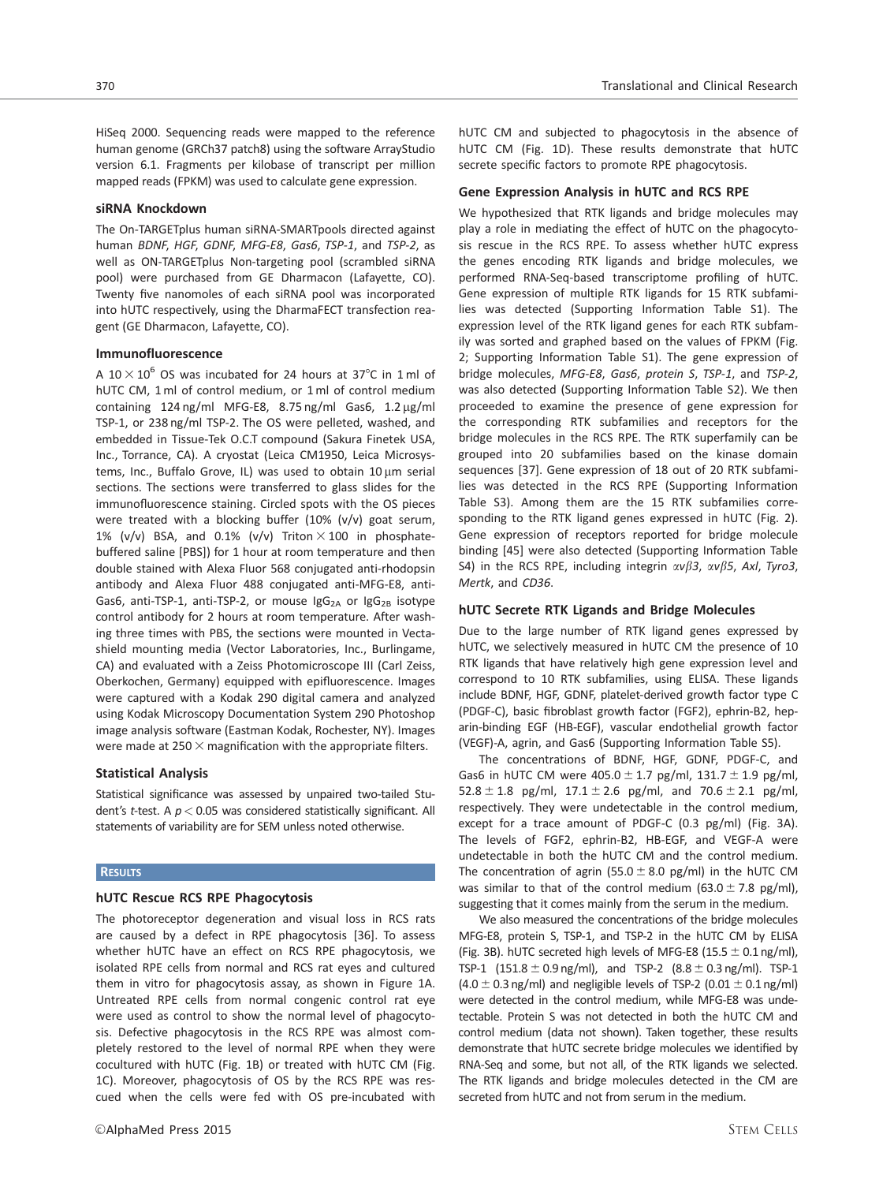HiSeq 2000. Sequencing reads were mapped to the reference human genome (GRCh37 patch8) using the software ArrayStudio version 6.1. Fragments per kilobase of transcript per million mapped reads (FPKM) was used to calculate gene expression.

### siRNA Knockdown

The On-TARGETplus human siRNA-SMARTpools directed against human *BDNF*, *HGF*, *GDNF*, *MFG-E8*, *Gas6*, *TSP-1*, and *TSP-2*, as well as ON-TARGETplus Non-targeting pool (scrambled siRNA pool) were purchased from GE Dharmacon (Lafayette, CO). Twenty five nanomoles of each siRNA pool was incorporated into hUTC respectively, using the DharmaFECT transfection reagent (GE Dharmacon, Lafayette, CO).

### Immunofluorescence

A $10 \times 10^6$ OS was incubated for 24 hours at 37°C in 1 ml of hUTC CM, 1 ml of control medium, or 1 ml of control medium containing 124 ng/ml MFG-E8, 8.75 ng/ml Gas6, 1.2 μg/ml TSP-1, or 238 ng/ml TSP-2. The OS were pelleted, washed, and embedded in Tissue-Tek O.C.T compound (Sakura Finetek USA, Inc., Torrance, CA). A cryostat (Leica CM1950, Leica Microsystems, Inc., Buffalo Grove, IL) was used to obtain 10 μm serial sections. The sections were transferred to glass slides for the immunofluorescence staining. Circled spots with the OS pieces were treated with a blocking buffer (10% (v/v) goat serum, 1% (v/v) BSA, and 0.1% (v/v) Triton $\times$ 100 in phosphate-buffered saline [PBS]) for 1 hour at room temperature and then double stained with Alexa Fluor 568 conjugated anti-rhodopsin antibody and Alexa Fluor 488 conjugated anti-MFG-E8, anti-Gas6, anti-TSP-1, anti-TSP-2, or mouse $IgG_{2A}$ or $IgG_{2B}$ isotype control antibody for 2 hours at room temperature. After washing three times with PBS, the sections were mounted in Vectashield mounting media (Vector Laboratories, Inc., Burlingame, CA) and evaluated with a Zeiss Photomicroscope III (Carl Zeiss, Oberkochen, Germany) equipped with epifluorescence. Images were captured with a Kodak 290 digital camera and analyzed using Kodak Microscopy Documentation System 290 Photoshop image analysis software (Eastman Kodak, Rochester, NY). Images were made at 250 $\times$ magnification with the appropriate filters.

### Statistical Analysis

Statistical significance was assessed by unpaired two-tailed Student's *t*-test. A $p < 0.05$ was considered statistically significant. All statements of variability are for SEM unless noted otherwise.

## Results

### hUTC Rescue RCS RPE Phagocytosis

The photoreceptor degeneration and visual loss in RCS rats are caused by a defect in RPE phagocytosis [36]. To assess whether hUTC have an effect on RCS RPE phagocytosis, we isolated RPE cells from normal and RCS rat eyes and cultured them in vitro for phagocytosis assay, as shown in Figure 1A. Untreated RPE cells from normal congenic control rat eye were used as control to show the normal level of phagocytosis. Defective phagocytosis in the RCS RPE was almost completely restored to the level of normal RPE when they were cocultured with hUTC (Fig. 1B) or treated with hUTC CM (Fig. 1C). Moreover, phagocytosis of OS by the RCS RPE was rescued when the cells were fed with OS pre-incubated with hUTC CM and subjected to phagocytosis in the absence of hUTC CM (Fig. 1D). These results demonstrate that hUTC secrete specific factors to promote RPE phagocytosis.

### Gene Expression Analysis in hUTC and RCS RPE

We hypothesized that RTK ligands and bridge molecules may play a role in mediating the effect of hUTC on the phagocytosis rescue in the RCS RPE. To assess whether hUTC express the genes encoding RTK ligands and bridge molecules, we performed RNA-Seq-based transcriptome profiling of hUTC. Gene expression of multiple RTK ligands for 15 RTK subfamilies was detected (Supporting Information Table S1). The expression level of the RTK ligand genes for each RTK subfamily was sorted and graphed based on the values of FPKM (Fig. 2; Supporting Information Table S1). The gene expression of bridge molecules, *MFG-E8*, *Gas6*, *protein S*, *TSP-1*, and *TSP-2*, was also detected (Supporting Information Table S2). We then proceeded to examine the presence of gene expression for the corresponding RTK subfamilies and receptors for the bridge molecules in the RCS RPE. The RTK superfamily can be grouped into 20 subfamilies based on the kinase domain sequences [37]. Gene expression of 18 out of 20 RTK subfamilies was detected in the RCS RPE (Supporting Information Table S3). Among them are the 15 RTK subfamilies corresponding to the RTK ligand genes expressed in hUTC (Fig. 2). Gene expression of receptors reported for bridge molecule binding [45] were also detected (Supporting Information Table S4) in the RCS RPE, including integrin $\alpha v\beta 3$, $\alpha v\beta 5$, *Axl*, *Tyro3*, *Mertk*, and *CD36*.

### hUTC Secrete RTK Ligands and Bridge Molecules

Due to the large number of RTK ligand genes expressed by hUTC, we selectively measured in hUTC CM the presence of 10 RTK ligands that have relatively high gene expression level and correspond to 10 RTK subfamilies, using ELISA. These ligands include BDNF, HGF, GDNF, platelet-derived growth factor type C (PDGF-C), basic fibroblast growth factor (FGF2), ephrin-B2, heparin-binding EGF (HB-EGF), vascular endothelial growth factor (VEGF)-A, agrin, and Gas6 (Supporting Information Table S5).

The concentrations of BDNF, HGF, GDNF, PDGF-C, and Gas6 in hUTC CM were $405.0 \pm 1.7$ pg/ml, $131.7 \pm 1.9$ pg/ml, $52.8 \pm 1.8$ pg/ml, $17.1 \pm 2.6$ pg/ml, and $70.6 \pm 2.1$ pg/ml, respectively. They were undetectable in the control medium, except for a trace amount of PDGF-C (0.3 pg/ml) (Fig. 3A). The levels of FGF2, ephrin-B2, HB-EGF, and VEGF-A were undetectable in both the hUTC CM and the control medium. The concentration of agrin ($55.0 \pm 8.0$ pg/ml) in the hUTC CM was similar to that of the control medium ($63.0 \pm 7.8$ pg/ml), suggesting that it comes mainly from the serum in the medium.

We also measured the concentrations of the bridge molecules MFG-E8, protein S, TSP-1, and TSP-2 in the hUTC CM by ELISA (Fig. 3B). hUTC secreted high levels of MFG-E8 ($15.5 \pm 0.1$ ng/ml), TSP-1 ($151.8 \pm 0.9$ ng/ml), and TSP-2 ($8.8 \pm 0.3$ ng/ml). TSP-1 ($4.0 \pm 0.3$ ng/ml) and negligible levels of TSP-2 ($0.01 \pm 0.1$ ng/ml) were detected in the control medium, while MFG-E8 was undetectable. Protein S was not detected in both the hUTC CM and control medium (data not shown). Taken together, these results demonstrate that hUTC secrete bridge molecules we identified by RNA-Seq and some, but not all, of the RTK ligands we selected. The RTK ligands and bridge molecules detected in the CM are secreted from hUTC and not from serum in the medium.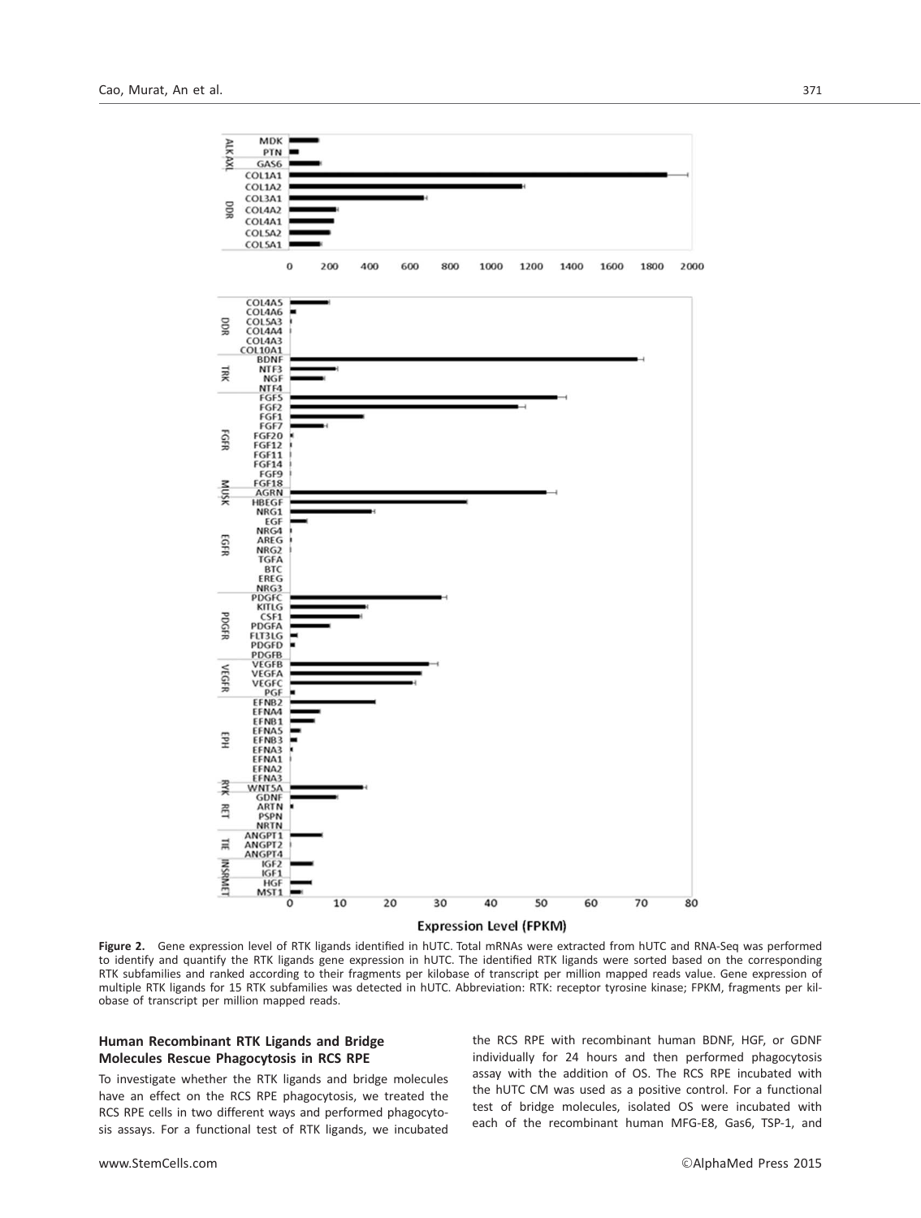**Figure 2.** Gene expression level of RTK ligands identified in hUTC. Total mRNAs were extracted from hUTC and RNA-Seq was performed to identify and quantify the RTK ligands gene expression in hUTC. The identified RTK ligands were sorted based on the corresponding RTK subfamilies and ranked according to their fragments per kilobase of transcript per million mapped reads value. Gene expression of multiple RTK ligands for 15 RTK subfamilies was detected in hUTC. Abbreviation: RTK: receptor tyrosine kinase; FPKM, fragments per kilobase of transcript per million mapped reads.

### Human Recombinant RTK Ligands and Bridge Molecules Rescue Phagocytosis in RCS RPE

To investigate whether the RTK ligands and bridge molecules have an effect on the RCS RPE phagocytosis, we treated the RCS RPE cells in two different ways and performed phagocytosis assays. For a functional test of RTK ligands, we incubated the RCS RPE with recombinant human BDNF, HGF, or GDNF individually for 24 hours and then performed phagocytosis assay with the addition of OS. The RCS RPE incubated with the hUTC CM was used as a positive control. For a functional test of bridge molecules, isolated OS were incubated with each of the recombinant human MFG-E8, Gas6, TSP-1, and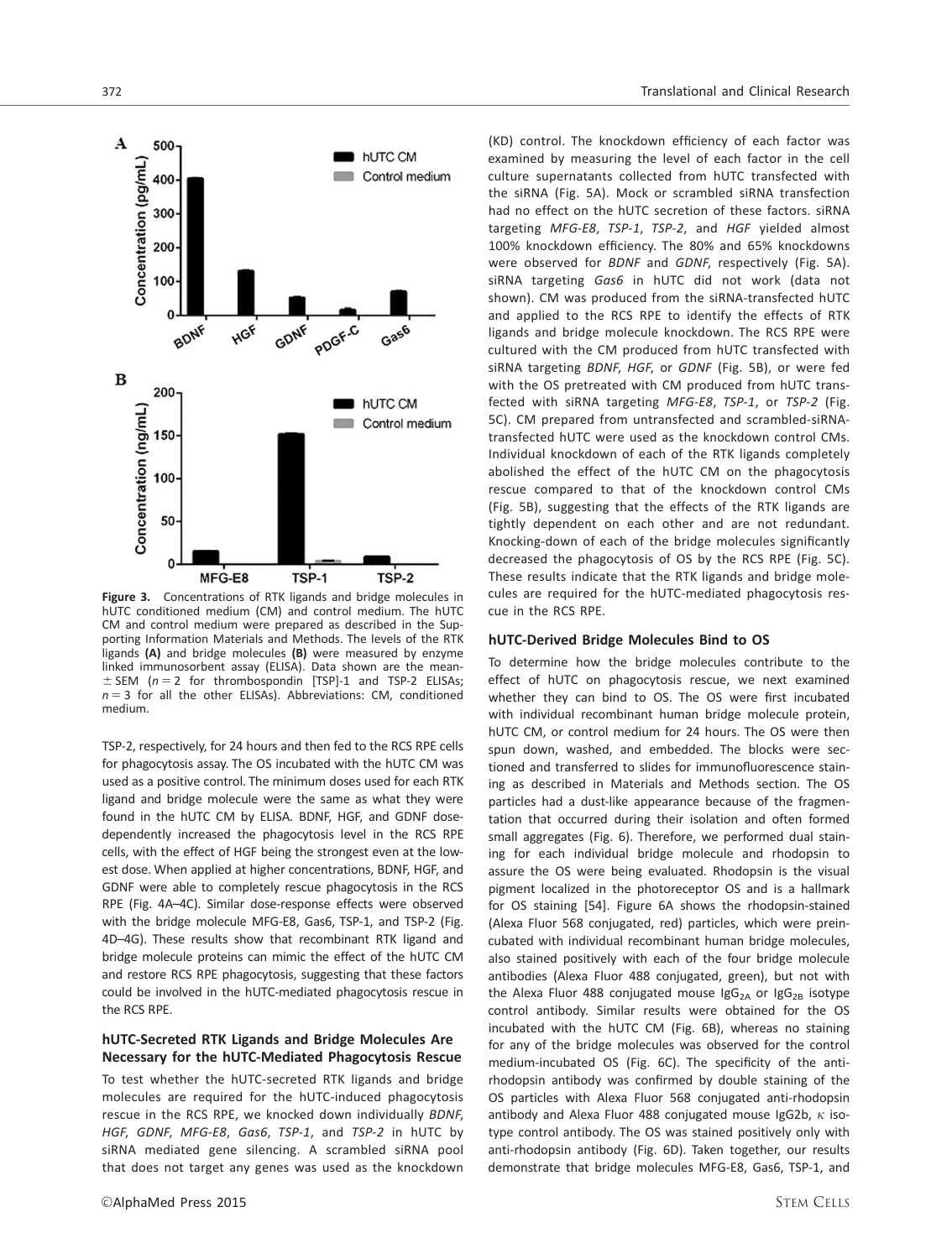**Figure 3.** Concentrations of RTK ligands and bridge molecules in hUTC conditioned medium (CM) and control medium. The hUTC CM and control medium were prepared as described in the Supporting Information Materials and Methods. The levels of the RTK ligands **(A)** and bridge molecules **(B)** were measured by enzyme linked immunosorbent assay (ELISA). Data shown are the mean $\pm$ SEM ($n = 2$ for thrombospondin [TSP]-1 and TSP-2 ELISAs; $n = 3$ for all the other ELISAs). Abbreviations: CM, conditioned medium.

TSP-2, respectively, for 24 hours and then fed to the RCS RPE cells for phagocytosis assay. The OS incubated with the hUTC CM was used as a positive control. The minimum doses used for each RTK ligand and bridge molecule were the same as what they were found in the hUTC CM by ELISA. BDNF, HGF, and GDNF dose-dependently increased the phagocytosis level in the RCS RPE cells, with the effect of HGF being the strongest even at the lowest dose. When applied at higher concentrations, BDNF, HGF, and GDNF were able to completely rescue phagocytosis in the RCS RPE (Fig. 4A–4C). Similar dose-response effects were observed with the bridge molecule MFG-E8, Gas6, TSP-1, and TSP-2 (Fig. 4D–4G). These results show that recombinant RTK ligand and bridge molecule proteins can mimic the effect of the hUTC CM and restore RCS RPE phagocytosis, suggesting that these factors could be involved in the hUTC-mediated phagocytosis rescue in the RCS RPE.

### hUTC-Secreted RTK Ligands and Bridge Molecules Are Necessary for the hUTC-Mediated Phagocytosis Rescue

To test whether the hUTC-secreted RTK ligands and bridge molecules are required for the hUTC-induced phagocytosis rescue in the RCS RPE, we knocked down individually *BDNF*, *HGF*, *GDNF*, *MFG-E8*, *Gas6*, *TSP-1*, and *TSP-2* in hUTC by siRNA mediated gene silencing. A scrambled siRNA pool that does not target any genes was used as the knockdown (KD) control. The knockdown efficiency of each factor was examined by measuring the level of each factor in the cell culture supernatants collected from hUTC transfected with the siRNA (Fig. 5A). Mock or scrambled siRNA transfection had no effect on the hUTC secretion of these factors. siRNA targeting *MFG-E8*, *TSP-1*, *TSP-2*, and *HGF* yielded almost 100% knockdown efficiency. The 80% and 65% knockdowns were observed for *BDNF* and *GDNF*, respectively (Fig. 5A). siRNA targeting *Gas6* in hUTC did not work (data not shown). CM was produced from the siRNA-transfected hUTC and applied to the RCS RPE to identify the effects of RTK ligands and bridge molecule knockdown. The RCS RPE were cultured with the CM produced from hUTC transfected with siRNA targeting *BDNF*, *HGF*, or *GDNF* (Fig. 5B), or were fed with the OS pretreated with CM produced from hUTC transfected with siRNA targeting *MFG-E8*, *TSP-1*, or *TSP-2* (Fig. 5C). CM prepared from untransfected and scrambled-siRNA-transfected hUTC were used as the knockdown control CMs. Individual knockdown of each of the RTK ligands completely abolished the effect of the hUTC CM on the phagocytosis rescue compared to that of the knockdown control CMs (Fig. 5B), suggesting that the effects of the RTK ligands are tightly dependent on each other and are not redundant. Knocking-down of each of the bridge molecules significantly decreased the phagocytosis of OS by the RCS RPE (Fig. 5C). These results indicate that the RTK ligands and bridge molecules are required for the hUTC-mediated phagocytosis rescue in the RCS RPE.

### hUTC-Derived Bridge Molecules Bind to OS

To determine how the bridge molecules contribute to the effect of hUTC on phagocytosis rescue, we next examined whether they can bind to OS. The OS were first incubated with individual recombinant human bridge molecule protein, hUTC CM, or control medium for 24 hours. The OS were then spun down, washed, and embedded. The blocks were sectioned and transferred to slides for immunofluorescence staining as described in Materials and Methods section. The OS particles had a dust-like appearance because of the fragmentation that occurred during their isolation and often formed small aggregates (Fig. 6). Therefore, we performed dual staining for each individual bridge molecule and rhodopsin to assure the OS were being evaluated. Rhodopsin is the visual pigment localized in the photoreceptor OS and is a hallmark for OS staining [54]. Figure 6A shows the rhodopsin-stained (Alexa Fluor 568 conjugated, red) particles, which were preincubated with individual recombinant human bridge molecules, also stained positively with each of the four bridge molecule antibodies (Alexa Fluor 488 conjugated, green), but not with the Alexa Fluor 488 conjugated mouse $IgG_{2A}$ or $IgG_{2B}$ isotype control antibody. Similar results were obtained for the OS incubated with the hUTC CM (Fig. 6B), whereas no staining for any of the bridge molecules was observed for the control medium-incubated OS (Fig. 6C). The specificity of the anti-rhodopsin antibody was confirmed by double staining of the OS particles with Alexa Fluor 568 conjugated anti-rhodopsin antibody and Alexa Fluor 488 conjugated mouse IgG2b, $\kappa$ isotype control antibody. The OS was stained positively only with anti-rhodopsin antibody (Fig. 6D). Taken together, our results demonstrate that bridge molecules MFG-E8, Gas6, TSP-1, and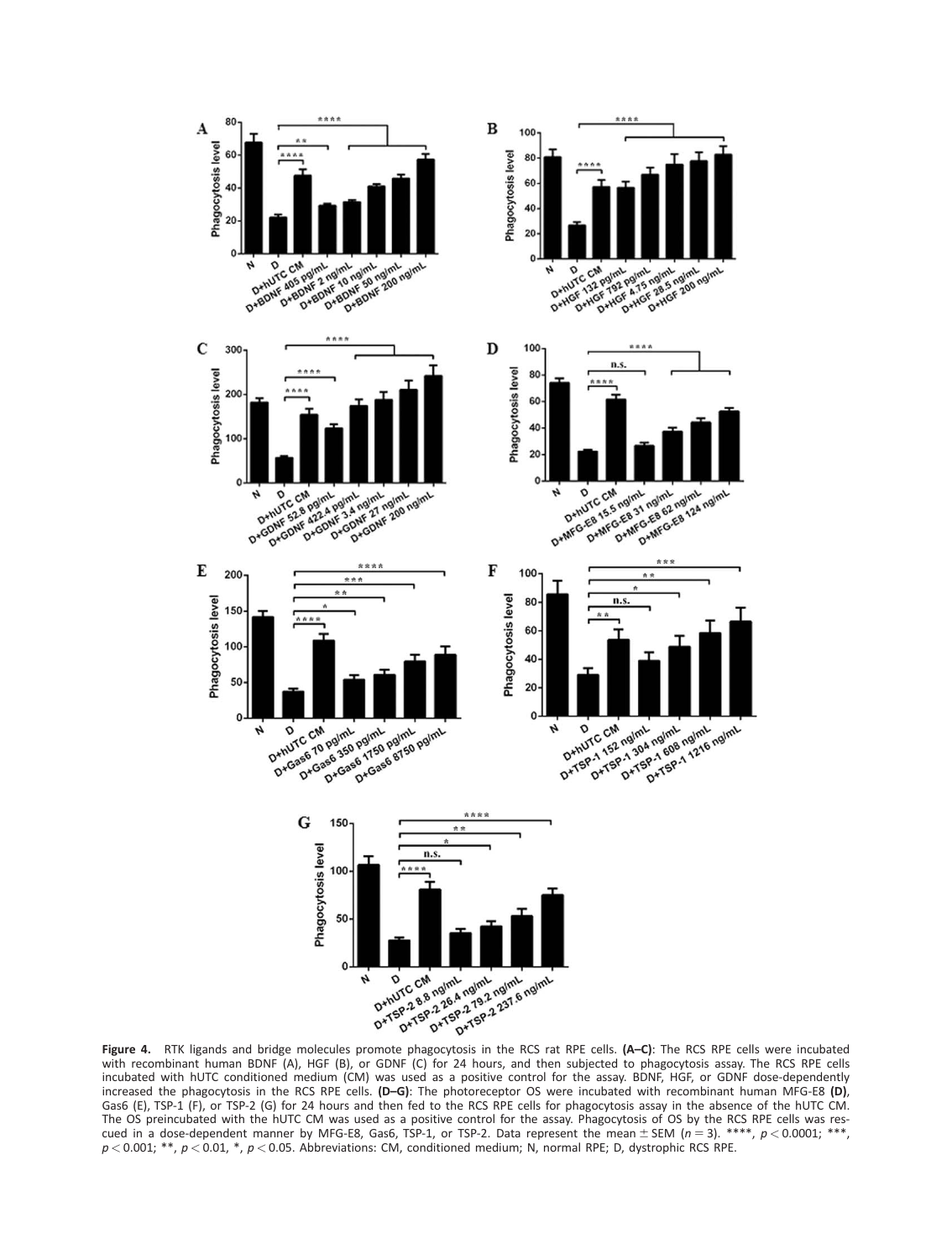**Figure 4.** RTK ligands and bridge molecules promote phagocytosis in the RCS rat RPE cells. **(A–C)**: The RCS RPE cells were incubated with recombinant human BDNF (A), HGF (B), or GDNF (C) for 24 hours, and then subjected to phagocytosis assay. The RCS RPE cells incubated with hUTC conditioned medium (CM) was used as a positive control for the assay. BDNF, HGF, or GDNF dose-dependently increased the phagocytosis in the RCS RPE cells. **(D–G)**: The photoreceptor OS were incubated with recombinant human MFG-E8 **(D)**, Gas6 (E), TSP-1 (F), or TSP-2 (G) for 24 hours and then fed to the RCS RPE cells for phagocytosis assay in the absence of the hUTC CM. The OS preincubated with the hUTC CM was used as a positive control for the assay. Phagocytosis of OS by the RCS RPE cells was rescued in a dose-dependent manner by MFG-E8, Gas6, TSP-1, or TSP-2. Data represent the mean ± SEM ($n = 3$). ****, $p < 0.0001$; ***, $p < 0.001$; **, $p < 0.01$, *, $p < 0.05$. Abbreviations: CM, conditioned medium; N, normal RPE; D, dystrophic RCS RPE.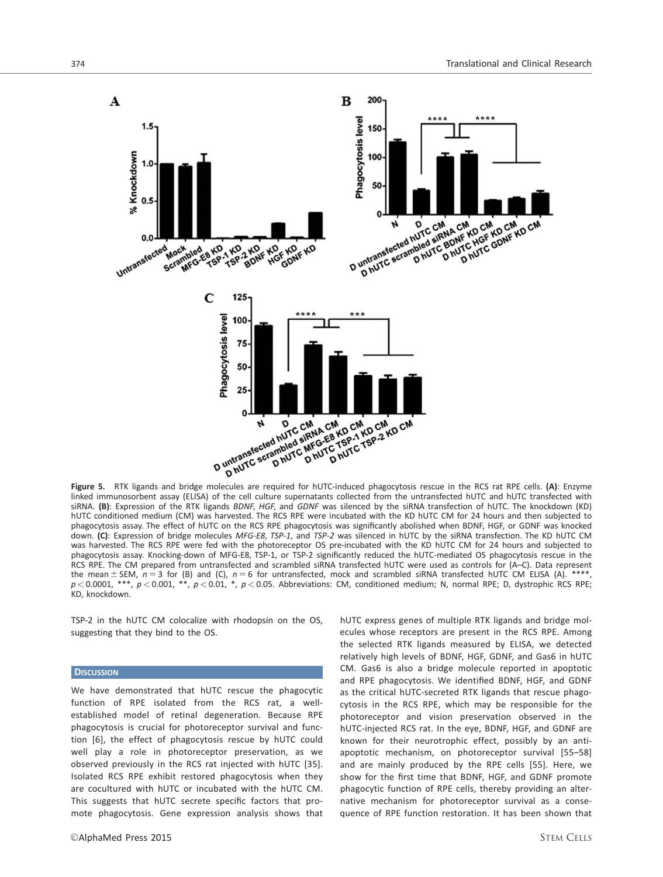**Figure 5.** RTK ligands and bridge molecules are required for hUTC-induced phagocytosis rescue in the RCS rat RPE cells. **(A)**: Enzyme linked immunosorbent assay (ELISA) of the cell culture supernatants collected from the untransfected hUTC and hUTC transfected with siRNA. **(B)**: Expression of the RTK ligands *BDNF*, *HGF*, and *GDNF* was silenced by the siRNA transfection of hUTC. The knockdown (KD) hUTC conditioned medium (CM) was harvested. The RCS RPE were incubated with the KD hUTC CM for 24 hours and then subjected to phagocytosis assay. The effect of hUTC on the RCS RPE phagocytosis was significantly abolished when BDNF, HGF, or GDNF was knocked down. **(C)**: Expression of bridge molecules *MFG-E8*, *TSP-1*, and *TSP-2* was silenced in hUTC by the siRNA transfection. The KD hUTC CM was harvested. The RCS RPE were fed with the photoreceptor OS pre-incubated with the KD hUTC CM for 24 hours and subjected to phagocytosis assay. Knocking-down of MFG-E8, TSP-1, or TSP-2 significantly reduced the hUTC-mediated OS phagocytosis rescue in the RCS RPE. The CM prepared from untransfected and scrambled siRNA transfected hUTC were used as controls for (A–C). Data represent the mean ± SEM, $n = 3$ for (B) and (C), $n = 6$ for untransfected, mock and scrambled siRNA transfected hUTC CM ELISA (A). ****, $p < 0.0001$, ***, $p < 0.001$, **, $p < 0.01$, *, $p < 0.05$. Abbreviations: CM, conditioned medium; N, normal RPE; D, dystrophic RCS RPE; KD, knockdown.

TSP-2 in the hUTC CM colocalize with rhodopsin on the OS, suggesting that they bind to the OS.

## Discussion

We have demonstrated that hUTC rescue the phagocytic function of RPE isolated from the RCS rat, a well-established model of retinal degeneration. Because RPE phagocytosis is crucial for photoreceptor survival and function [6], the effect of phagocytosis rescue by hUTC could well play a role in photoreceptor preservation, as we observed previously in the RCS rat injected with hUTC [35]. Isolated RCS RPE exhibit restored phagocytosis when they are cocultured with hUTC or incubated with the hUTC CM. This suggests that hUTC secrete specific factors that promote phagocytosis. Gene expression analysis shows that hUTC express genes of multiple RTK ligands and bridge molecules whose receptors are present in the RCS RPE. Among the selected RTK ligands measured by ELISA, we detected relatively high levels of BDNF, HGF, GDNF, and Gas6 in hUTC CM. Gas6 is also a bridge molecule reported in apoptotic and RPE phagocytosis. We identified BDNF, HGF, and GDNF as the critical hUTC-secreted RTK ligands that rescue phagocytosis in the RCS RPE, which may be responsible for the photoreceptor and vision preservation observed in the hUTC-injected RCS rat. In the eye, BDNF, HGF, and GDNF are known for their neurotrophic effect, possibly by an anti-apoptotic mechanism, on photoreceptor survival [55–58] and are mainly produced by the RPE cells [55]. Here, we show for the first time that BDNF, HGF, and GDNF promote phagocytic function of RPE cells, thereby providing an alternative mechanism for photoreceptor survival as a consequence of RPE function restoration. It has been shown that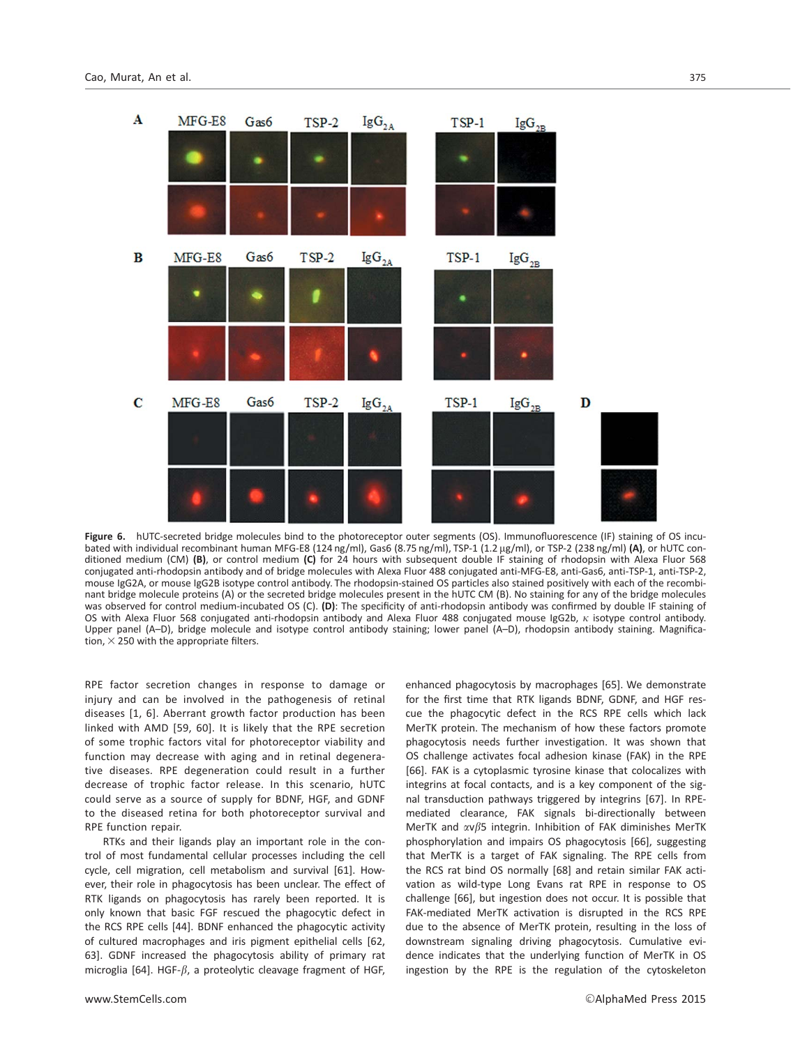**Figure 6.** hUTC-secreted bridge molecules bind to the photoreceptor outer segments (OS). Immunofluorescence (IF) staining of OS incubated with individual recombinant human MFG-E8 (124 ng/ml), Gas6 (8.75 ng/ml), TSP-1 (1.2 μg/ml), or TSP-2 (238 ng/ml) **(A)**, or hUTC conditioned medium (CM) **(B)**, or control medium **(C)** for 24 hours with subsequent double IF staining of rhodopsin with Alexa Fluor 568 conjugated anti-rhodopsin antibody and of bridge molecules with Alexa Fluor 488 conjugated anti-MFG-E8, anti-Gas6, anti-TSP-1, anti-TSP-2, mouse IgG2A, or mouse IgG2B isotype control antibody. The rhodopsin-stained OS particles also stained positively with each of the recombinant bridge molecule proteins (A) or the secreted bridge molecules present in the hUTC CM (B). No staining for any of the bridge molecules was observed for control medium-incubated OS (C). **(D)**: The specificity of anti-rhodopsin antibody was confirmed by double IF staining of OS with Alexa Fluor 568 conjugated anti-rhodopsin antibody and Alexa Fluor 488 conjugated mouse IgG2b, κ isotype control antibody. Upper panel (A–D), bridge molecule and isotype control antibody staining; lower panel (A–D), rhodopsin antibody staining. Magnification, × 250 with the appropriate filters.

RPE factor secretion changes in response to damage or injury and can be involved in the pathogenesis of retinal diseases [1, 6]. Aberrant growth factor production has been linked with AMD [59, 60]. It is likely that the RPE secretion of some trophic factors vital for photoreceptor viability and function may decrease with aging and in retinal degenerative diseases. RPE degeneration could result in a further decrease of trophic factor release. In this scenario, hUTC could serve as a source of supply for BDNF, HGF, and GDNF to the diseased retina for both photoreceptor survival and RPE function repair.

RTKs and their ligands play an important role in the control of most fundamental cellular processes including the cell cycle, cell migration, cell metabolism and survival [61]. However, their role in phagocytosis has been unclear. The effect of RTK ligands on phagocytosis has rarely been reported. It is only known that basic FGF rescued the phagocytic defect in the RCS RPE cells [44]. BDNF enhanced the phagocytic activity of cultured macrophages and iris pigment epithelial cells [62, 63]. GDNF increased the phagocytosis ability of primary rat microglia [64]. HGF-β, a proteolytic cleavage fragment of HGF, enhanced phagocytosis by macrophages [65]. We demonstrate for the first time that RTK ligands BDNF, GDNF, and HGF rescue the phagocytic defect in the RCS RPE cells which lack MerTK protein. The mechanism of how these factors promote phagocytosis needs further investigation. It was shown that OS challenge activates focal adhesion kinase (FAK) in the RPE [66]. FAK is a cytoplasmic tyrosine kinase that colocalizes with integrins at focal contacts, and is a key component of the signal transduction pathways triggered by integrins [67]. In RPE-mediated clearance, FAK signals bi-directionally between MerTK and $\alpha v\beta 5$ integrin. Inhibition of FAK diminishes MerTK phosphorylation and impairs OS phagocytosis [66], suggesting that MerTK is a target of FAK signaling. The RPE cells from the RCS rat bind OS normally [68] and retain similar FAK activation as wild-type Long Evans rat RPE in response to OS challenge [66], but ingestion does not occur. It is possible that FAK-mediated MerTK activation is disrupted in the RCS RPE due to the absence of MerTK protein, resulting in the loss of downstream signaling driving phagocytosis. Cumulative evidence indicates that the underlying function of MerTK in OS ingestion by the RPE is the regulation of the cytoskeleton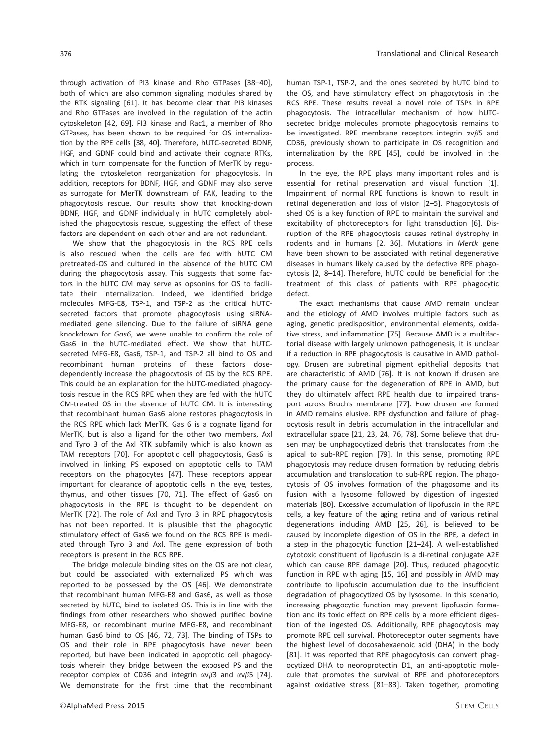through activation of PI3 kinase and Rho GTPases [38–40], both of which are also common signaling modules shared by the RTK signaling [61]. It has become clear that PI3 kinases and Rho GTPases are involved in the regulation of the actin cytoskeleton [42, 69]. PI3 kinase and Rac1, a member of Rho GTPases, has been shown to be required for OS internalization by the RPE cells [38, 40]. Therefore, hUTC-secreted BDNF, HGF, and GDNF could bind and activate their cognate RTKs, which in turn compensate for the function of MerTK by regulating the cytoskeleton reorganization for phagocytosis. In addition, receptors for BDNF, HGF, and GDNF may also serve as surrogate for MerTK downstream of FAK, leading to the phagocytosis rescue. Our results show that knocking-down BDNF, HGF, and GDNF individually in hUTC completely abolished the phagocytosis rescue, suggesting the effect of these factors are dependent on each other and are not redundant.

We show that the phagocytosis in the RCS RPE cells is also rescued when the cells are fed with hUTC CM pretreated-OS and cultured in the absence of the hUTC CM during the phagocytosis assay. This suggests that some factors in the hUTC CM may serve as opsonins for OS to facilitate their internalization. Indeed, we identified bridge molecules MFG-E8, TSP-1, and TSP-2 as the critical hUTC-secreted factors that promote phagocytosis using siRNA-mediated gene silencing. Due to the failure of siRNA gene knockdown for *Gas6*, we were unable to confirm the role of Gas6 in the hUTC-mediated effect. We show that hUTC-secreted MFG-E8, Gas6, TSP-1, and TSP-2 all bind to OS and recombinant human proteins of these factors dose-dependently increase the phagocytosis of OS by the RCS RPE. This could be an explanation for the hUTC-mediated phagocytosis rescue in the RCS RPE when they are fed with the hUTC CM-treated OS in the absence of hUTC CM. It is interesting that recombinant human Gas6 alone restores phagocytosis in the RCS RPE which lack MerTK. Gas 6 is a cognate ligand for MerTK, but is also a ligand for the other two members, Axl and Tyro 3 of the Axl RTK subfamily which is also known as TAM receptors [70]. For apoptotic cell phagocytosis, Gas6 is involved in linking PS exposed on apoptotic cells to TAM receptors on the phagocytes [47]. These receptors appear important for clearance of apoptotic cells in the eye, testes, thymus, and other tissues [70, 71]. The effect of Gas6 on phagocytosis in the RPE is thought to be dependent on MerTK [72]. The role of Axl and Tyro 3 in RPE phagocytosis has not been reported. It is plausible that the phagocytic stimulatory effect of Gas6 we found on the RCS RPE is mediated through Tyro 3 and Axl. The gene expression of both receptors is present in the RCS RPE.

The bridge molecule binding sites on the OS are not clear, but could be associated with externalized PS which was reported to be possessed by the OS [46]. We demonstrate that recombinant human MFG-E8 and Gas6, as well as those secreted by hUTC, bind to isolated OS. This is in line with the findings from other researchers who showed purified bovine MFG-E8, or recombinant murine MFG-E8, and recombinant human Gas6 bind to OS [46, 72, 73]. The binding of TSPs to OS and their role in RPE phagocytosis have never been reported, but have been indicated in apoptotic cell phagocytosis wherein they bridge between the exposed PS and the receptor complex of CD36 and integrin $\alpha v\beta 3$ and $\alpha v\beta 5$ [74]. We demonstrate for the first time that the recombinant human TSP-1, TSP-2, and the ones secreted by hUTC bind to the OS, and have stimulatory effect on phagocytosis in the RCS RPE. These results reveal a novel role of TSPs in RPE phagocytosis. The intracellular mechanism of how hUTC-secreted bridge molecules promote phagocytosis remains to be investigated. RPE membrane receptors integrin $\alpha v\beta 5$ and CD36, previously shown to participate in OS recognition and internalization by the RPE [45], could be involved in the process.

In the eye, the RPE plays many important roles and is essential for retinal preservation and visual function [1]. Impairment of normal RPE functions is known to result in retinal degeneration and loss of vision [2–5]. Phagocytosis of shed OS is a key function of RPE to maintain the survival and excitability of photoreceptors for light transduction [6]. Disruption of the RPE phagocytosis causes retinal dystrophy in rodents and in humans [2, 36]. Mutations in *Mertk* gene have been shown to be associated with retinal degenerative diseases in humans likely caused by the defective RPE phagocytosis [2, 8–14]. Therefore, hUTC could be beneficial for the treatment of this class of patients with RPE phagocytic defect.

The exact mechanisms that cause AMD remain unclear and the etiology of AMD involves multiple factors such as aging, genetic predisposition, environmental elements, oxidative stress, and inflammation [75]. Because AMD is a multifactorial disease with largely unknown pathogenesis, it is unclear if a reduction in RPE phagocytosis is causative in AMD pathology. Drusen are subretinal pigment epithelial deposits that are characteristic of AMD [76]. It is not known if drusen are the primary cause for the degeneration of RPE in AMD, but they do ultimately affect RPE health due to impaired transport across Bruch's membrane [77]. How drusen are formed in AMD remains elusive. RPE dysfunction and failure of phagocytosis result in debris accumulation in the intracellular and extracellular space [21, 23, 24, 76, 78]. Some believe that drusen may be unphagocytized debris that translocates from the apical to sub-RPE region [79]. In this sense, promoting RPE phagocytosis may reduce drusen formation by reducing debris accumulation and translocation to sub-RPE region. The phagocytosis of OS involves formation of the phagosome and its fusion with a lysosome followed by digestion of ingested materials [80]. Excessive accumulation of lipofuscin in the RPE cells, a key feature of the aging retina and of various retinal degenerations including AMD [25, 26], is believed to be caused by incomplete digestion of OS in the RPE, a defect in a step in the phagocytic function [21–24]. A well-established cytotoxic constituent of lipofuscin is a di-retinal conjugate A2E which can cause RPE damage [20]. Thus, reduced phagocytic function in RPE with aging [15, 16] and possibly in AMD may contribute to lipofuscin accumulation due to the insufficient degradation of phagocytized OS by lysosome. In this scenario, increasing phagocytic function may prevent lipofuscin formation and its toxic effect on RPE cells by a more efficient digestion of the ingested OS. Additionally, RPE phagocytosis may promote RPE cell survival. Photoreceptor outer segments have the highest level of docosahexaenoic acid (DHA) in the body [81]. It was reported that RPE phagocytosis can convert phagocytized DHA to neoroprotectin D1, an anti-apoptotic molecule that promotes the survival of RPE and photoreceptors against oxidative stress [81–83]. Taken together, promoting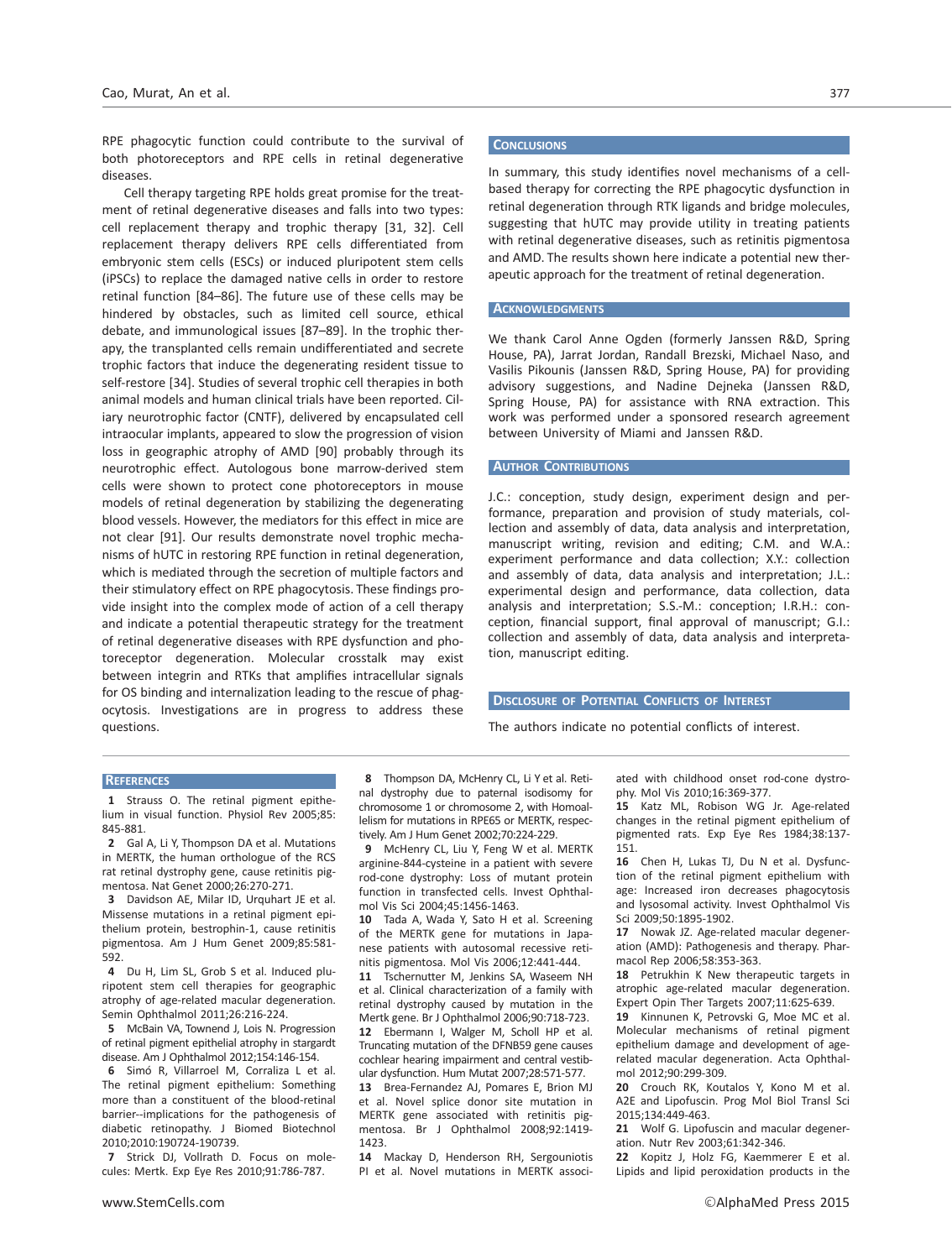RPE phagocytic function could contribute to the survival of both photoreceptors and RPE cells in retinal degenerative diseases.

Cell therapy targeting RPE holds great promise for the treatment of retinal degenerative diseases and falls into two types: cell replacement therapy and trophic therapy [31, 32]. Cell replacement therapy delivers RPE cells differentiated from embryonic stem cells (ESCs) or induced pluripotent stem cells (iPSCs) to replace the damaged native cells in order to restore retinal function [84–86]. The future use of these cells may be hindered by obstacles, such as limited cell source, ethical debate, and immunological issues [87–89]. In the trophic therapy, the transplanted cells remain undifferentiated and secrete trophic factors that induce the degenerating resident tissue to self-restore [34]. Studies of several trophic cell therapies in both animal models and human clinical trials have been reported. Ciliary neurotrophic factor (CNTF), delivered by encapsulated cell intraocular implants, appeared to slow the progression of vision loss in geographic atrophy of AMD [90] probably through its neurotrophic effect. Autologous bone marrow-derived stem cells were shown to protect cone photoreceptors in mouse models of retinal degeneration by stabilizing the degenerating blood vessels. However, the mediators for this effect in mice are not clear [91]. Our results demonstrate novel trophic mechanisms of hUTC in restoring RPE function in retinal degeneration, which is mediated through the secretion of multiple factors and their stimulatory effect on RPE phagocytosis. These findings provide insight into the complex mode of action of a cell therapy and indicate a potential therapeutic strategy for the treatment of retinal degenerative diseases with RPE dysfunction and photoreceptor degeneration. Molecular crosstalk may exist between integrin and RTKs that amplifies intracellular signals for OS binding and internalization leading to the rescue of phagocytosis. Investigations are in progress to address these questions.

## Conclusions

In summary, this study identifies novel mechanisms of a cell-based therapy for correcting the RPE phagocytic dysfunction in retinal degeneration through RTK ligands and bridge molecules, suggesting that hUTC may provide utility in treating patients with retinal degenerative diseases, such as retinitis pigmentosa and AMD. The results shown here indicate a potential new therapeutic approach for the treatment of retinal degeneration.

## Acknowledgments

We thank Carol Anne Ogden (formerly Janssen R&D, Spring House, PA), Jarrat Jordan, Randall Brezski, Michael Naso, and Vasilis Pikounis (Janssen R&D, Spring House, PA) for providing advisory suggestions, and Nadine Dejneka (Janssen R&D, Spring House, PA) for assistance with RNA extraction. This work was performed under a sponsored research agreement between University of Miami and Janssen R&D.

## Author Contributions

J.C.: conception, study design, experiment design and performance, preparation and provision of study materials, collection and assembly of data, data analysis and interpretation, manuscript writing, revision and editing; C.M. and W.A.: experiment performance and data collection; X.Y.: collection and assembly of data, data analysis and interpretation; J.L.: experimental design and performance, data collection, data analysis and interpretation; S.S.-M.: conception; I.R.H.: conception, financial support, final approval of manuscript; G.I.: collection and assembly of data, data analysis and interpretation, manuscript editing.

## Disclosure of Potential Conflicts of Interest

The authors indicate no potential conflicts of interest.

## References

1 Strauss O. The retinal pigment epithelium in visual function. Physiol Rev 2005;85:845-881.

2 Gal A, Li Y, Thompson DA et al. Mutations in MERTK, the human orthologue of the RCS rat retinal dystrophy gene, cause retinitis pigmentosa. Nat Genet 2000;26:270-271.

3 Davidson AE, Milar ID, Urquhart JE et al. Missense mutations in a retinal pigment epithelium protein, bestrophin-1, cause retinitis pigmentosa. Am J Hum Genet 2009;85:581-592.

4 Du H, Lim SL, Grob S et al. Induced pluripotent stem cell therapies for geographic atrophy of age-related macular degeneration. Semin Ophthalmol 2011;26:216-224.

5 McBain VA, Townend J, Lois N. Progression of retinal pigment epithelial atrophy in stargardt disease. Am J Ophthalmol 2012;154:146-154.

6 Simó R, Villarroel M, Corraliza L et al. The retinal pigment epithelium: Something more than a constituent of the blood-retinal barrier--implications for the pathogenesis of diabetic retinopathy. J Biomed Biotechnol 2010;2010:190724-190739.

7 Strick DJ, Vollrath D. Focus on molecules: Mertk. Exp Eye Res 2010;91:786-787.

8 Thompson DA, McHenry CL, Li Y et al. Retinal dystrophy due to paternal isodisomy for chromosome 1 or chromosome 2, with Homoallelism for mutations in RPE65 or MERTK, respectively. Am J Hum Genet 2002;70:224-229.

9 McHenry CL, Liu Y, Feng W et al. MERTK arginine-844-cysteine in a patient with severe rod-cone dystrophy: Loss of mutant protein function in transfected cells. Invest Ophthalmol Vis Sci 2004;45:1456-1463.

10 Tada A, Wada Y, Sato H et al. Screening of the MERTK gene for mutations in Japanese patients with autosomal recessive retinitis pigmentosa. Mol Vis 2006;12:441-444.

11 Tschernutter M, Jenkins SA, Waseem NH et al. Clinical characterization of a family with retinal dystrophy caused by mutation in the Mertk gene. Br J Ophthalmol 2006;90:718-723.

12 Ebermann I, Walger M, Scholl HP et al. Truncating mutation of the DFNB59 gene causes cochlear hearing impairment and central vestibular dysfunction. Hum Mutat 2007;28:571-577.

13 Brea-Fernandez AJ, Pomares E, Brion MJ et al. Novel splice donor site mutation in MERTK gene associated with retinitis pigmentosa. Br J Ophthalmol 2008;92:1419-1423.

14 Mackay D, Henderson RH, Sergouniotis PI et al. Novel mutations in MERTK associated with childhood onset rod-cone dystrophy. Mol Vis 2010;16:369-377.

15 Katz ML, Robison WG Jr. Age-related changes in the retinal pigment epithelium of pigmented rats. Exp Eye Res 1984;38:137-151.

16 Chen H, Lukas TJ, Du N et al. Dysfunction of the retinal pigment epithelium with age: Increased iron decreases phagocytosis and lysosomal activity. Invest Ophthalmol Vis Sci 2009;50:1895-1902.

17 Nowak JZ. Age-related macular degeneration (AMD): Pathogenesis and therapy. Pharmacol Rep 2006;58:353-363.

18 Petrukhin K New therapeutic targets in atrophic age-related macular degeneration. Expert Opin Ther Targets 2007;11:625-639.

19 Kinnunen K, Petrovski G, Moe MC et al. Molecular mechanisms of retinal pigment epithelium damage and development of age-related macular degeneration. Acta Ophthalmol 2012;90:299-309.

20 Crouch RK, Koutalos Y, Kono M et al. A2E and Lipofuscin. Prog Mol Biol Transl Sci 2015;134:449-463.

21 Wolf G. Lipofuscin and macular degeneration. Nutr Rev 2003;61:342-346.

22 Kopitz J, Holz FG, Kaemmerer E et al. Lipids and lipid peroxidation products in the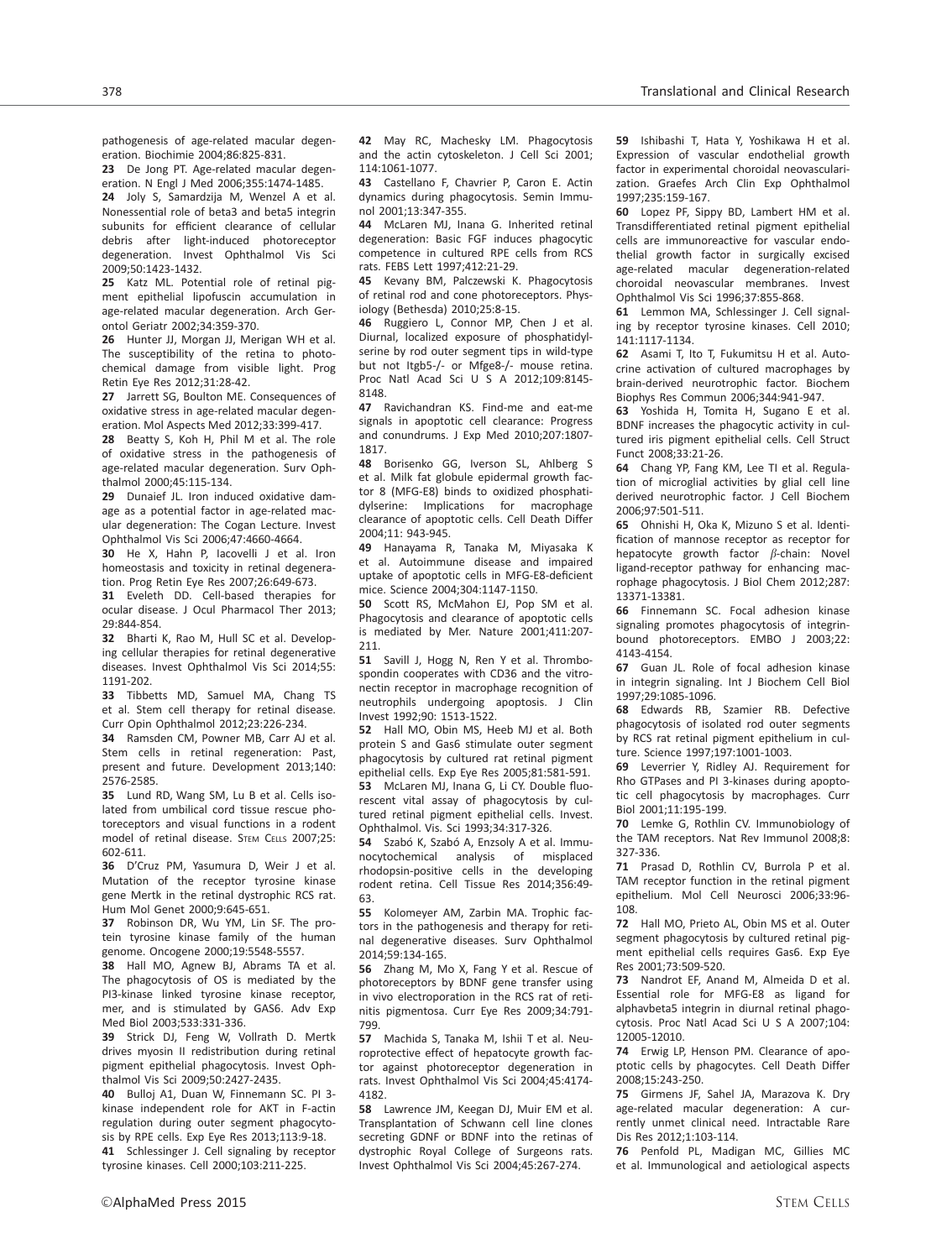pathogenesis of age-related macular degeneration. Biochimie 2004;86:825-831.

**23** De Jong PT. Age-related macular degeneration. N Engl J Med 2006;355:1474-1485.

**24** Joly S, Samardzija M, Wenzel A et al. Nonessential role of beta3 and beta5 integrin subunits for efficient clearance of cellular debris after light-induced photoreceptor degeneration. Invest Ophthalmol Vis Sci 2009;50:1423-1432.

**25** Katz ML. Potential role of retinal pigment epithelial lipofuscin accumulation in age-related macular degeneration. Arch Gerontol Geriatr 2002;34:359-370.

**26** Hunter JJ, Morgan JJ, Merigan WH et al. The susceptibility of the retina to photochemical damage from visible light. Prog Retin Eye Res 2012;31:28-42.

**27** Jarrett SG, Boulton ME. Consequences of oxidative stress in age-related macular degeneration. Mol Aspects Med 2012;33:399-417.

**28** Beatty S, Koh H, Phil M et al. The role of oxidative stress in the pathogenesis of age-related macular degeneration. Surv Ophthalmol 2000;45:115-134.

**29** Dunaief JL. Iron induced oxidative damage as a potential factor in age-related macular degeneration: The Cogan Lecture. Invest Ophthalmol Vis Sci 2006;47:4660-4664.

**30** He X, Hahn P, Iacovelli J et al. Iron homeostasis and toxicity in retinal degeneration. Prog Retin Eye Res 2007;26:649-673.

**31** Eveleth DD. Cell-based therapies for ocular disease. J Ocul Pharmacol Ther 2013; 29:844-854.

**32** Bharti K, Rao M, Hull SC et al. Developing cellular therapies for retinal degenerative diseases. Invest Ophthalmol Vis Sci 2014;55: 1191-202.

**33** Tibbetts MD, Samuel MA, Chang TS et al. Stem cell therapy for retinal disease. Curr Opin Ophthalmol 2012;23:226-234.

**34** Ramsden CM, Powner MB, Carr AJ et al. Stem cells in retinal regeneration: Past, present and future. Development 2013;140: 2576-2585.

**35** Lund RD, Wang SM, Lu B et al. Cells isolated from umbilical cord tissue rescue photoreceptors and visual functions in a rodent model of retinal disease. STEM CELLS 2007;25: 602-611.

**36** D'Cruz PM, Yasumura D, Weir J et al. Mutation of the receptor tyrosine kinase gene Mertk in the retinal dystrophic RCS rat. Hum Mol Genet 2000;9:645-651.

**37** Robinson DR, Wu YM, Lin SF. The protein tyrosine kinase family of the human genome. Oncogene 2000;19:5548-5557.

**38** Hall MO, Agnew BJ, Abrams TA et al. The phagocytosis of OS is mediated by the PI3-kinase linked tyrosine kinase receptor, mer, and is stimulated by GAS6. Adv Exp Med Biol 2003;533:331-336.

**39** Strick DJ, Feng W, Vollrath D. Mertk drives myosin II redistribution during retinal pigment epithelial phagocytosis. Invest Ophthalmol Vis Sci 2009;50:2427-2435.

**40** Bulloj A1, Duan W, Finnemann SC. PI 3-kinase independent role for AKT in F-actin regulation during outer segment phagocytosis by RPE cells. Exp Eye Res 2013;113:9-18.

**41** Schlessinger J. Cell signaling by receptor tyrosine kinases. Cell 2000;103:211-225.

**42** May RC, Machesky LM. Phagocytosis and the actin cytoskeleton. J Cell Sci 2001; 114:1061-1077.

**43** Castellano F, Chavrier P, Caron E. Actin dynamics during phagocytosis. Semin Immunol 2001;13:347-355.

**44** McLaren MJ, Inana G. Inherited retinal degeneration: Basic FGF induces phagocytic competence in cultured RPE cells from RCS rats. FEBS Lett 1997;412:21-29.

**45** Kevany BM, Palczewski K. Phagocytosis of retinal rod and cone photoreceptors. Physiology (Bethesda) 2010;25:8-15.

**46** Ruggiero L, Connor MP, Chen J et al. Diurnal, localized exposure of phosphatidylserine by rod outer segment tips in wild-type but not Itgb5-/- or Mfge8-/- mouse retina. Proc Natl Acad Sci U S A 2012;109:8145-8148.

**47** Ravichandran KS. Find-me and eat-me signals in apoptotic cell clearance: Progress and conundrums. J Exp Med 2010;207:1807-1817.

**48** Borisenko GG, Iverson SL, Ahlberg S et al. Milk fat globule epidermal growth factor 8 (MFG-E8) binds to oxidized phosphatidylserine: Implications for macrophage clearance of apoptotic cells. Cell Death Differ 2004;11: 943-945.

**49** Hanayama R, Tanaka M, Miyasaka K et al. Autoimmune disease and impaired uptake of apoptotic cells in MFG-E8-deficient mice. Science 2004;304:1147-1150.

**50** Scott RS, McMahon EJ, Pop SM et al. Phagocytosis and clearance of apoptotic cells is mediated by Mer. Nature 2001;411:207-211.

**51** Savill J, Hogg N, Ren Y et al. Thrombospondin cooperates with CD36 and the vitronectin receptor in macrophage recognition of neutrophils undergoing apoptosis. J Clin Invest 1992;90: 1513-1522.

**52** Hall MO, Obin MS, Heeb MJ et al. Both protein S and Gas6 stimulate outer segment phagocytosis by cultured rat retinal pigment epithelial cells. Exp Eye Res 2005;81:581-591.

**53** McLaren MJ, Inana G, Li CY. Double fluorescent vital assay of phagocytosis by cultured retinal pigment epithelial cells. Invest. Ophthalmol. Vis. Sci 1993;34:317-326.

**54** Szabó K, Szabó A, Enzsoly A et al. Immunocytochemical analysis of misplaced rhodopsin-positive cells in the developing rodent retina. Cell Tissue Res 2014;356:49-63.

**55** Kolomeyer AM, Zarbin MA. Trophic factors in the pathogenesis and therapy for retinal degenerative diseases. Surv Ophthalmol 2014;59:134-165.

**56** Zhang M, Mo X, Fang Y et al. Rescue of photoreceptors by BDNF gene transfer using in vivo electroporation in the RCS rat of retinitis pigmentosa. Curr Eye Res 2009;34:791-799.

**57** Machida S, Tanaka M, Ishii T et al. Neuroprotective effect of hepatocyte growth factor against photoreceptor degeneration in rats. Invest Ophthalmol Vis Sci 2004;45:4174-4182.

**58** Lawrence JM, Keegan DJ, Muir EM et al. Transplantation of Schwann cell line clones secreting GDNF or BDNF into the retinas of dystrophic Royal College of Surgeons rats. Invest Ophthalmol Vis Sci 2004;45:267-274.

**59** Ishibashi T, Hata Y, Yoshikawa H et al. Expression of vascular endothelial growth factor in experimental choroidal neovascularization. Graefes Arch Clin Exp Ophthalmol 1997;235:159-167.

**60** Lopez PF, Sippy BD, Lambert HM et al. Transdifferentiated retinal pigment epithelial cells are immunoreactive for vascular endothelial growth factor in surgically excised age-related macular degeneration-related choroidal neovascular membranes. Invest Ophthalmol Vis Sci 1996;37:855-868.

**61** Lemmon MA, Schlessinger J. Cell signaling by receptor tyrosine kinases. Cell 2010; 141:1117-1134.

**62** Asami T, Ito T, Fukumitsu H et al. Autocrine activation of cultured macrophages by brain-derived neurotrophic factor. Biochem Biophys Res Commun 2006;344:941-947.

**63** Yoshida H, Tomita H, Sugano E et al. BDNF increases the phagocytic activity in cultured iris pigment epithelial cells. Cell Struct Funct 2008;33:21-26.

**64** Chang YP, Fang KM, Lee TI et al. Regulation of microglial activities by glial cell line derived neurotrophic factor. J Cell Biochem 2006;97:501-511.

**65** Ohnishi H, Oka K, Mizuno S et al. Identification of mannose receptor as receptor for hepatocyte growth factor $\beta$-chain: Novel ligand-receptor pathway for enhancing macrophage phagocytosis. J Biol Chem 2012;287: 13371-13381.

**66** Finnemann SC. Focal adhesion kinase signaling promotes phagocytosis of integrin-bound photoreceptors. EMBO J 2003;22: 4143-4154.

**67** Guan JL. Role of focal adhesion kinase in integrin signaling. Int J Biochem Cell Biol 1997;29:1085-1096.

**68** Edwards RB, Szamier RB. Defective phagocytosis of isolated rod outer segments by RCS rat retinal pigment epithelium in culture. Science 1997;197:1001-1003.

**69** Leverrier Y, Ridley AJ. Requirement for Rho GTPases and PI 3-kinases during apoptotic cell phagocytosis by macrophages. Curr Biol 2001;11:195-199.

**70** Lemke G, Rothlin CV. Immunobiology of the TAM receptors. Nat Rev Immunol 2008;8: 327-336.

**71** Prasad D, Rothlin CV, Burrola P et al. TAM receptor function in the retinal pigment epithelium. Mol Cell Neurosci 2006;33:96-108.

**72** Hall MO, Prieto AL, Obin MS et al. Outer segment phagocytosis by cultured retinal pigment epithelial cells requires Gas6. Exp Eye Res 2001;73:509-520.

**73** Nandrot EF, Anand M, Almeida D et al. Essential role for MFG-E8 as ligand for alphavbeta5 integrin in diurnal retinal phagocytosis. Proc Natl Acad Sci U S A 2007;104: 12005-12010.

**74** Erwig LP, Henson PM. Clearance of apoptotic cells by phagocytes. Cell Death Differ 2008;15:243-250.

**75** Girmens JF, Sahel JA, Marazova K. Dry age-related macular degeneration: A currently unmet clinical need. Intractable Rare Dis Res 2012;1:103-114.

**76** Penfold PL, Madigan MC, Gillies MC et al. Immunological and aetiological aspects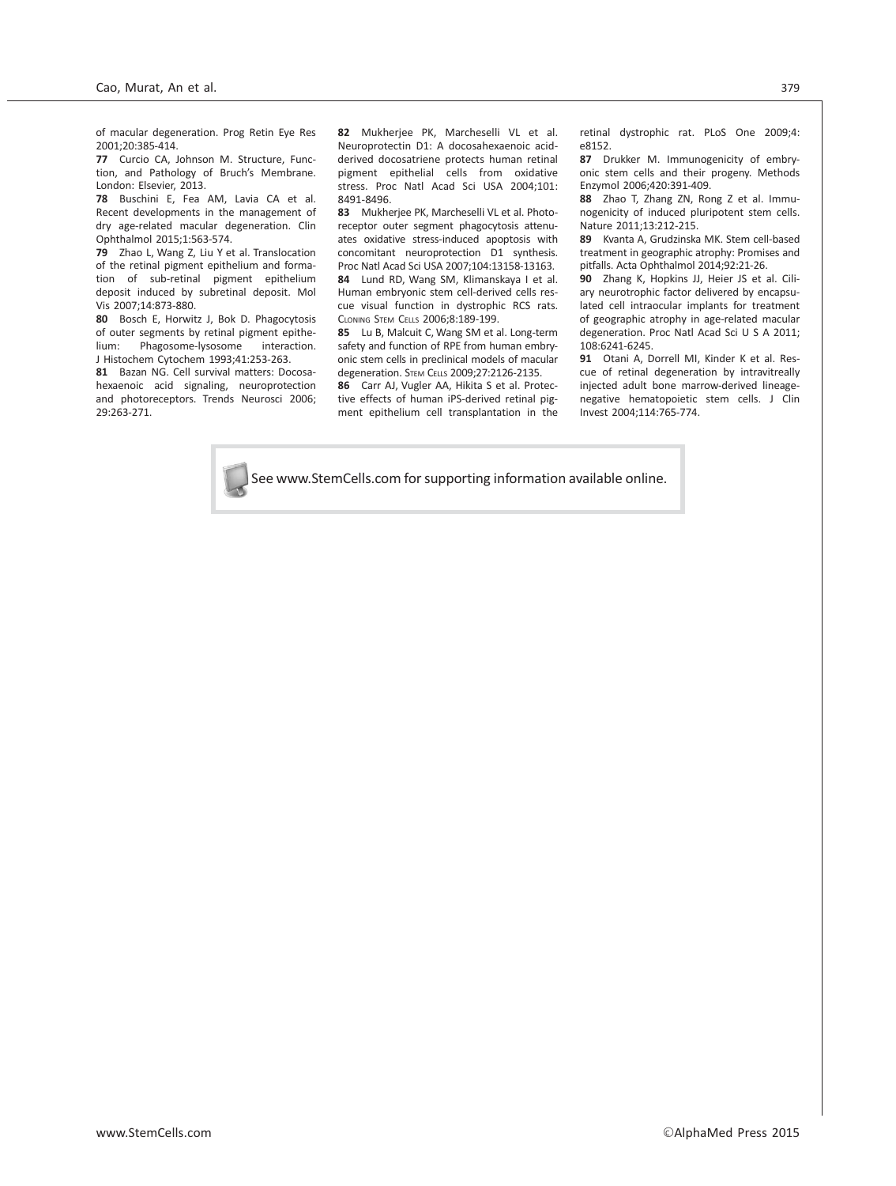of macular degeneration. Prog Retin Eye Res 2001;20:385-414.

**77** Curcio CA, Johnson M. Structure, Function, and Pathology of Bruch's Membrane. London: Elsevier, 2013.

**78** Buschini E, Fea AM, Lavia CA et al. Recent developments in the management of dry age-related macular degeneration. Clin Ophthalmol 2015;1:563-574.

**79** Zhao L, Wang Z, Liu Y et al. Translocation of the retinal pigment epithelium and formation of sub-retinal pigment epithelium deposit induced by subretinal deposit. Mol Vis 2007;14:873-880.

**80** Bosch E, Horwitz J, Bok D. Phagocytosis of outer segments by retinal pigment epithelium: Phagosome-lysosome interaction. J Histochem Cytochem 1993;41:253-263.

**81** Bazan NG. Cell survival matters: Docosahexaenoic acid signaling, neuroprotection and photoreceptors. Trends Neurosci 2006; 29:263-271.

**82** Mukherjee PK, Marcheselli VL et al. Neuroprotectin D1: A docosahexaenoic acid-derived docosatriene protects human retinal pigment epithelial cells from oxidative stress. Proc Natl Acad Sci USA 2004;101: 8491-8496.

**83** Mukherjee PK, Marcheselli VL et al. Photoreceptor outer segment phagocytosis attenuates oxidative stress-induced apoptosis with concomitant neuroprotection D1 synthesis. Proc Natl Acad Sci USA 2007;104:13158-13163.

**84** Lund RD, Wang SM, Klimanskaya I et al. Human embryonic stem cell-derived cells rescue visual function in dystrophic RCS rats. Cloning Stem Cells 2006;8:189-199.

**85** Lu B, Malcuit C, Wang SM et al. Long-term safety and function of RPE from human embryonic stem cells in preclinical models of macular degeneration. Stem Cells 2009;27:2126-2135.

**86** Carr AJ, Vugler AA, Hikita S et al. Protective effects of human iPS-derived retinal pigment epithelium cell transplantation in the retinal dystrophic rat. PLoS One 2009;4: e8152.

**87** Drukker M. Immunogenicity of embryonic stem cells and their progeny. Methods Enzymol 2006;420:391-409.

**88** Zhao T, Zhang ZN, Rong Z et al. Immunogenicity of induced pluripotent stem cells. Nature 2011;13:212-215.

**89** Kvanta A, Grudzinska MK. Stem cell-based treatment in geographic atrophy: Promises and pitfalls. Acta Ophthalmol 2014;92:21-26.

**90** Zhang K, Hopkins JJ, Heier JS et al. Ciliary neurotrophic factor delivered by encapsulated cell intraocular implants for treatment of geographic atrophy in age-related macular degeneration. Proc Natl Acad Sci U S A 2011; 108:6241-6245.

**91** Otani A, Dorrell MI, Kinder K et al. Rescue of retinal degeneration by intravitreally injected adult bone marrow-derived lineage-negative hematopoietic stem cells. J Clin Invest 2004;114:765-774.

See www.StemCells.com for supporting information available online.